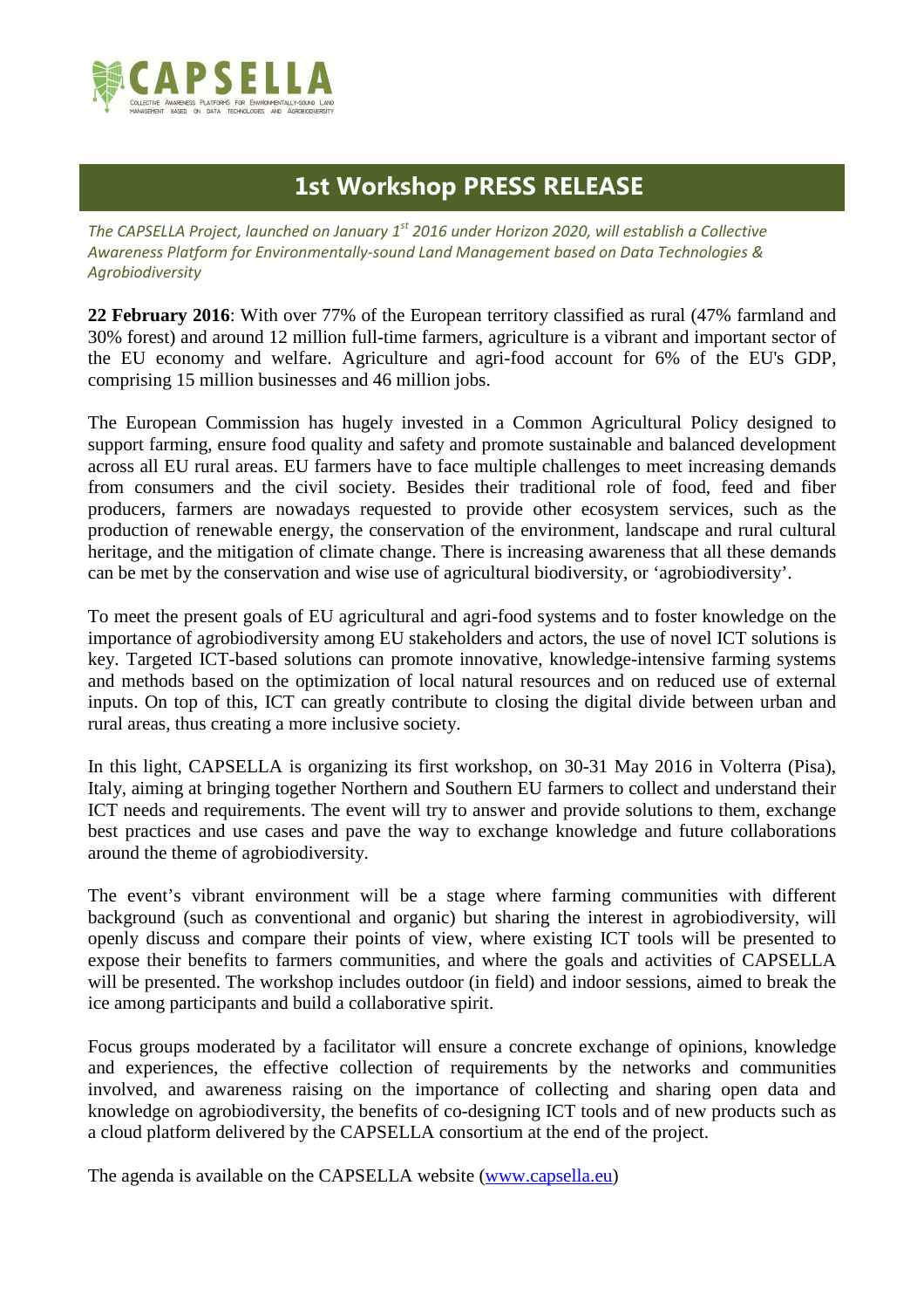CAPSELLA

COLLECTIVE AWARENESS PLATFORMS FOR ENVIRONMENTALLY-SOUND LAND MANAGEMENT BASED ON DATA TECHNOLOGIES AND AGROBIODIVERSITY

# 1st Workshop PRESS RELEASE

*The CAPSELLA Project, launched on January 1st 2016 under Horizon 2020, will establish a Collective Awareness Platform for Environmentally-sound Land Management based on Data Technologies & Agrobiodiversity*

**22 February 2016**: With over 77% of the European territory classified as rural (47% farmland and 30% forest) and around 12 million full-time farmers, agriculture is a vibrant and important sector of the EU economy and welfare. Agriculture and agri-food account for 6% of the EU's GDP, comprising 15 million businesses and 46 million jobs.

The European Commission has hugely invested in a Common Agricultural Policy designed to support farming, ensure food quality and safety and promote sustainable and balanced development across all EU rural areas. EU farmers have to face multiple challenges to meet increasing demands from consumers and the civil society. Besides their traditional role of food, feed and fiber producers, farmers are nowadays requested to provide other ecosystem services, such as the production of renewable energy, the conservation of the environment, landscape and rural cultural heritage, and the mitigation of climate change. There is increasing awareness that all these demands can be met by the conservation and wise use of agricultural biodiversity, or 'agrobiodiversity'.

To meet the present goals of EU agricultural and agri-food systems and to foster knowledge on the importance of agrobiodiversity among EU stakeholders and actors, the use of novel ICT solutions is key. Targeted ICT-based solutions can promote innovative, knowledge-intensive farming systems and methods based on the optimization of local natural resources and on reduced use of external inputs. On top of this, ICT can greatly contribute to closing the digital divide between urban and rural areas, thus creating a more inclusive society.

In this light, CAPSELLA is organizing its first workshop, on 30-31 May 2016 in Volterra (Pisa), Italy, aiming at bringing together Northern and Southern EU farmers to collect and understand their ICT needs and requirements. The event will try to answer and provide solutions to them, exchange best practices and use cases and pave the way to exchange knowledge and future collaborations around the theme of agrobiodiversity.

The event's vibrant environment will be a stage where farming communities with different background (such as conventional and organic) but sharing the interest in agrobiodiversity, will openly discuss and compare their points of view, where existing ICT tools will be presented to expose their benefits to farmers communities, and where the goals and activities of CAPSELLA will be presented. The workshop includes outdoor (in field) and indoor sessions, aimed to break the ice among participants and build a collaborative spirit.

Focus groups moderated by a facilitator will ensure a concrete exchange of opinions, knowledge and experiences, the effective collection of requirements by the networks and communities involved, and awareness raising on the importance of collecting and sharing open data and knowledge on agrobiodiversity, the benefits of co-designing ICT tools and of new products such as a cloud platform delivered by the CAPSELLA consortium at the end of the project.

The agenda is available on the CAPSELLA website ([www.capsella.eu](http://www.capsella.eu))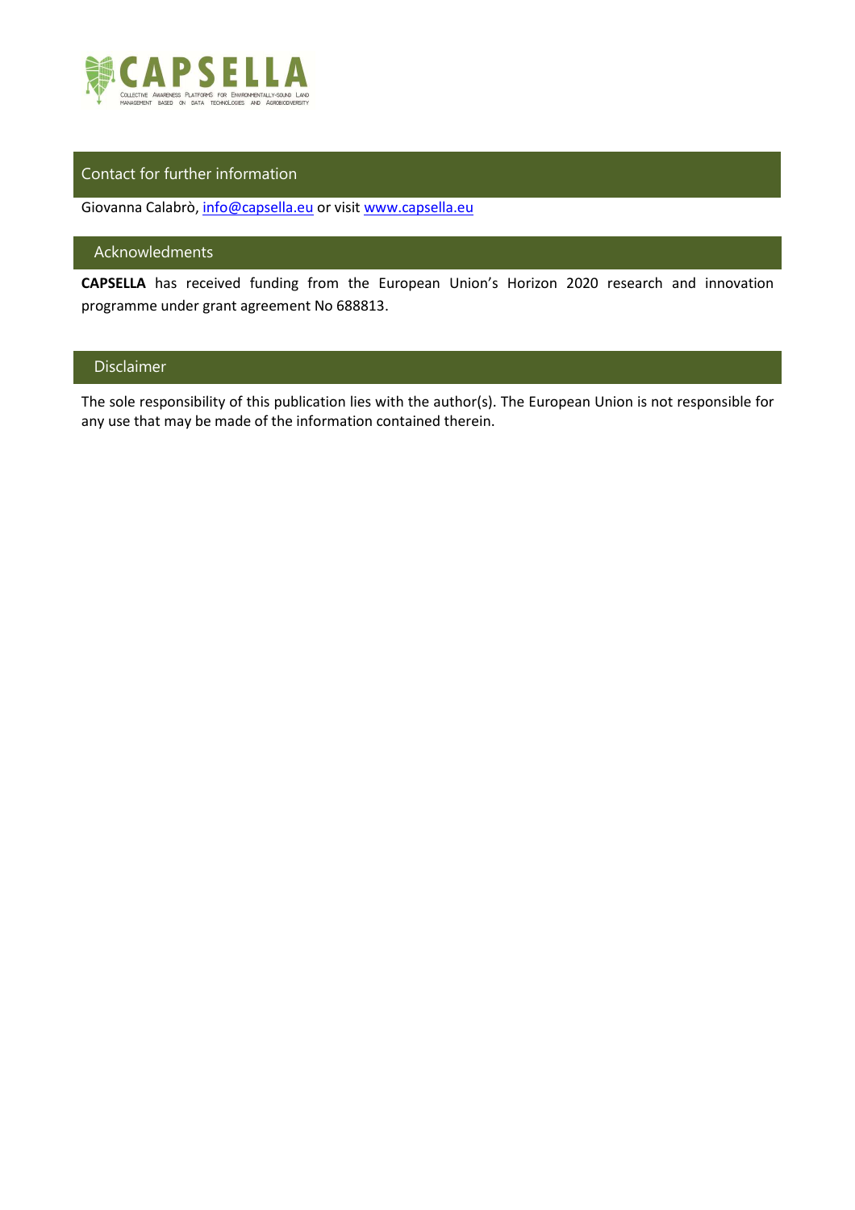## Contact for further information

Giovanna Calabrò, info@capsella.eu or visit www.capsella.eu

## Acknowledments

**CAPSELLA** has received funding from the European Union's Horizon 2020 research and innovation programme under grant agreement No 688813.

## Disclaimer

The sole responsibility of this publication lies with the author(s). The European Union is not responsible for any use that may be made of the information contained therein.